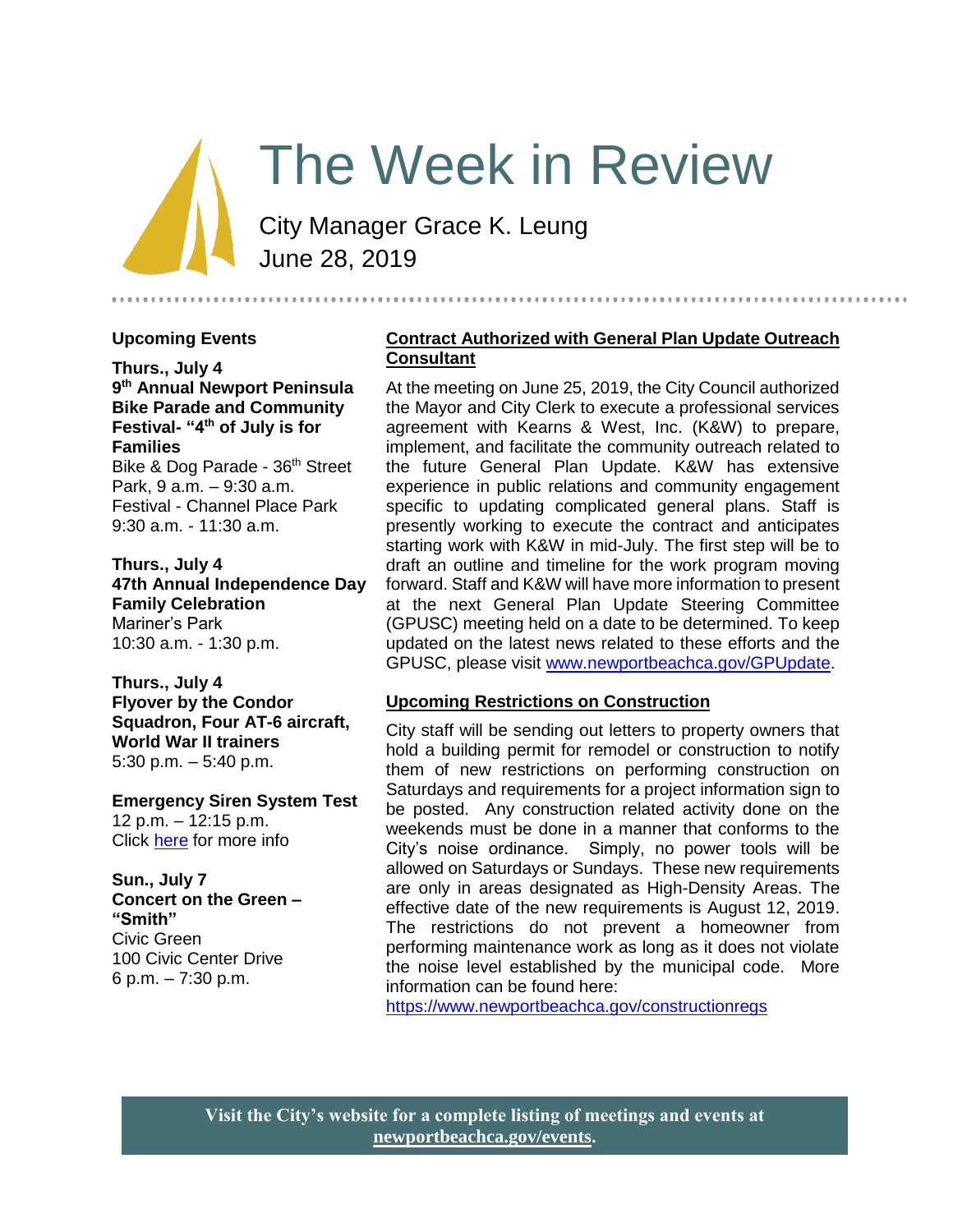# The Week in Review

City Manager Grace K. Leung
June 28, 2019

## Upcoming Events

**Thurs., July 4**
**9th Annual Newport Peninsula Bike Parade and Community Festival- "4th of July is for Families"**
Bike & Dog Parade - 36th Street Park, 9 a.m. – 9:30 a.m.
Festival - Channel Place Park
9:30 a.m. - 11:30 a.m.

**Thurs., July 4**
**47th Annual Independence Day Family Celebration**
Mariner's Park
10:30 a.m. - 1:30 p.m.

**Thurs., July 4**
**Flyover by the Condor Squadron, Four AT-6 aircraft, World War II trainers**
5:30 p.m. – 5:40 p.m.

**Emergency Siren System Test**
12 p.m. – 12:15 p.m.
Click here for more info

**Sun., July 7**
**Concert on the Green – "Smith"**
Civic Green
100 Civic Center Drive
6 p.m. – 7:30 p.m.

## Contract Authorized with General Plan Update Outreach Consultant

At the meeting on June 25, 2019, the City Council authorized the Mayor and City Clerk to execute a professional services agreement with Kearns & West, Inc. (K&W) to prepare, implement, and facilitate the community outreach related to the future General Plan Update. K&W has extensive experience in public relations and community engagement specific to updating complicated general plans. Staff is presently working to execute the contract and anticipates starting work with K&W in mid-July. The first step will be to draft an outline and timeline for the work program moving forward. Staff and K&W will have more information to present at the next General Plan Update Steering Committee (GPUSC) meeting held on a date to be determined. To keep updated on the latest news related to these efforts and the GPUSC, please visit www.newportbeachca.gov/GPUpdate.

## Upcoming Restrictions on Construction

City staff will be sending out letters to property owners that hold a building permit for remodel or construction to notify them of new restrictions on performing construction on Saturdays and requirements for a project information sign to be posted. Any construction related activity done on the weekends must be done in a manner that conforms to the City's noise ordinance. Simply, no power tools will be allowed on Saturdays or Sundays. These new requirements are only in areas designated as High-Density Areas. The effective date of the new requirements is August 12, 2019. The restrictions do not prevent a homeowner from performing maintenance work as long as it does not violate the noise level established by the municipal code. More information can be found here:
https://www.newportbeachca.gov/constructionregs

**Visit the City's website for a complete listing of meetings and events at newportbeachca.gov/events.**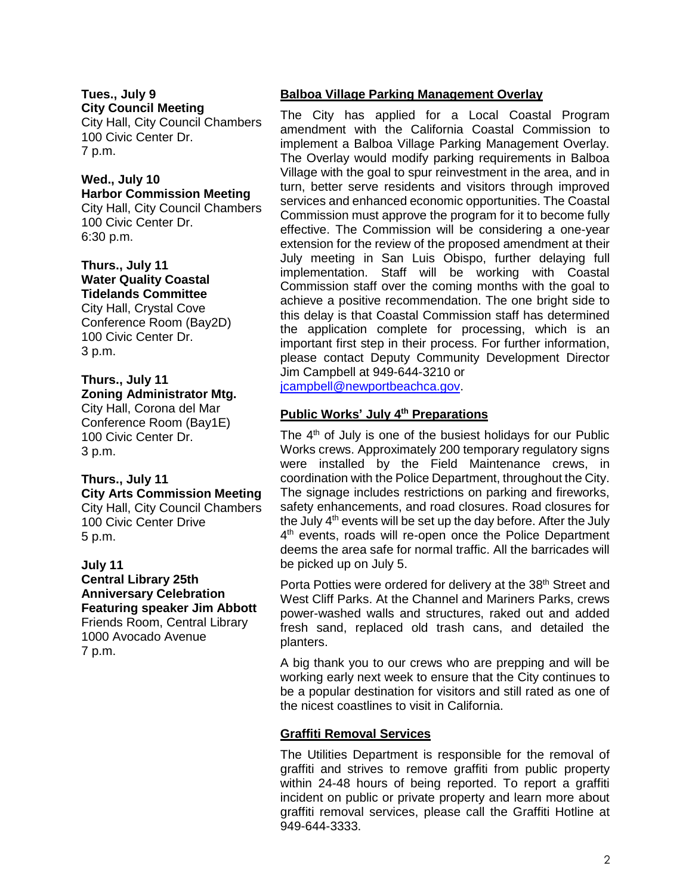**Tues., July 9**
**City Council Meeting**
City Hall, City Council Chambers
100 Civic Center Dr.
7 p.m.

**Wed., July 10**
**Harbor Commission Meeting**
City Hall, City Council Chambers
100 Civic Center Dr.
6:30 p.m.

**Thurs., July 11**
**Water Quality Coastal Tidelands Committee**
City Hall, Crystal Cove Conference Room (Bay2D)
100 Civic Center Dr.
3 p.m.

**Thurs., July 11**
**Zoning Administrator Mtg.**
City Hall, Corona del Mar Conference Room (Bay1E)
100 Civic Center Dr.
3 p.m.

**Thurs., July 11**
**City Arts Commission Meeting**
City Hall, City Council Chambers
100 Civic Center Drive
5 p.m.

**July 11**
**Central Library 25th Anniversary Celebration Featuring speaker Jim Abbott**
Friends Room, Central Library
1000 Avocado Avenue
7 p.m.

## Balboa Village Parking Management Overlay

The City has applied for a Local Coastal Program amendment with the California Coastal Commission to implement a Balboa Village Parking Management Overlay. The Overlay would modify parking requirements in Balboa Village with the goal to spur reinvestment in the area, and in turn, better serve residents and visitors through improved services and enhanced economic opportunities. The Coastal Commission must approve the program for it to become fully effective. The Commission will be considering a one-year extension for the review of the proposed amendment at their July meeting in San Luis Obispo, further delaying full implementation. Staff will be working with Coastal Commission staff over the coming months with the goal to achieve a positive recommendation. The one bright side to this delay is that Coastal Commission staff has determined the application complete for processing, which is an important first step in their process. For further information, please contact Deputy Community Development Director Jim Campbell at 949-644-3210 or jcampbell@newportbeachca.gov.

## Public Works' July 4th Preparations

The 4th of July is one of the busiest holidays for our Public Works crews. Approximately 200 temporary regulatory signs were installed by the Field Maintenance crews, in coordination with the Police Department, throughout the City. The signage includes restrictions on parking and fireworks, safety enhancements, and road closures. Road closures for the July 4th events will be set up the day before. After the July 4th events, roads will re-open once the Police Department deems the area safe for normal traffic. All the barricades will be picked up on July 5.

Porta Potties were ordered for delivery at the 38th Street and West Cliff Parks. At the Channel and Mariners Parks, crews power-washed walls and structures, raked out and added fresh sand, replaced old trash cans, and detailed the planters.

A big thank you to our crews who are prepping and will be working early next week to ensure that the City continues to be a popular destination for visitors and still rated as one of the nicest coastlines to visit in California.

## Graffiti Removal Services

The Utilities Department is responsible for the removal of graffiti and strives to remove graffiti from public property within 24-48 hours of being reported. To report a graffiti incident on public or private property and learn more about graffiti removal services, please call the Graffiti Hotline at 949-644-3333.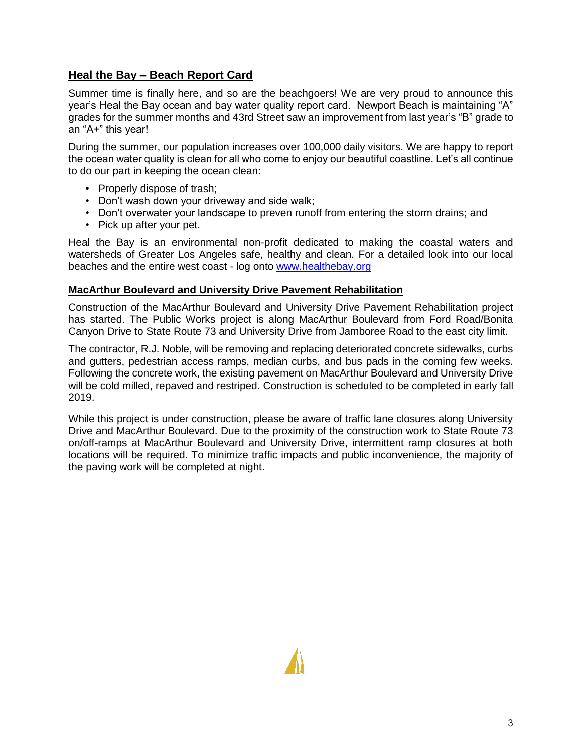## Heal the Bay – Beach Report Card

Summer time is finally here, and so are the beachgoers! We are very proud to announce this year's Heal the Bay ocean and bay water quality report card. Newport Beach is maintaining "A" grades for the summer months and 43rd Street saw an improvement from last year's "B" grade to an "A+" this year!

During the summer, our population increases over 100,000 daily visitors. We are happy to report the ocean water quality is clean for all who come to enjoy our beautiful coastline. Let's all continue to do our part in keeping the ocean clean:

- Properly dispose of trash;
- Don't wash down your driveway and side walk;
- Don't overwater your landscape to preven runoff from entering the storm drains; and
- Pick up after your pet.

Heal the Bay is an environmental non-profit dedicated to making the coastal waters and watersheds of Greater Los Angeles safe, healthy and clean. For a detailed look into our local beaches and the entire west coast - log onto [www.healthebay.org](http://www.healthebay.org)

## MacArthur Boulevard and University Drive Pavement Rehabilitation

Construction of the MacArthur Boulevard and University Drive Pavement Rehabilitation project has started. The Public Works project is along MacArthur Boulevard from Ford Road/Bonita Canyon Drive to State Route 73 and University Drive from Jamboree Road to the east city limit.

The contractor, R.J. Noble, will be removing and replacing deteriorated concrete sidewalks, curbs and gutters, pedestrian access ramps, median curbs, and bus pads in the coming few weeks. Following the concrete work, the existing pavement on MacArthur Boulevard and University Drive will be cold milled, repaved and restriped. Construction is scheduled to be completed in early fall 2019.

While this project is under construction, please be aware of traffic lane closures along University Drive and MacArthur Boulevard. Due to the proximity of the construction work to State Route 73 on/off-ramps at MacArthur Boulevard and University Drive, intermittent ramp closures at both locations will be required. To minimize traffic impacts and public inconvenience, the majority of the paving work will be completed at night.